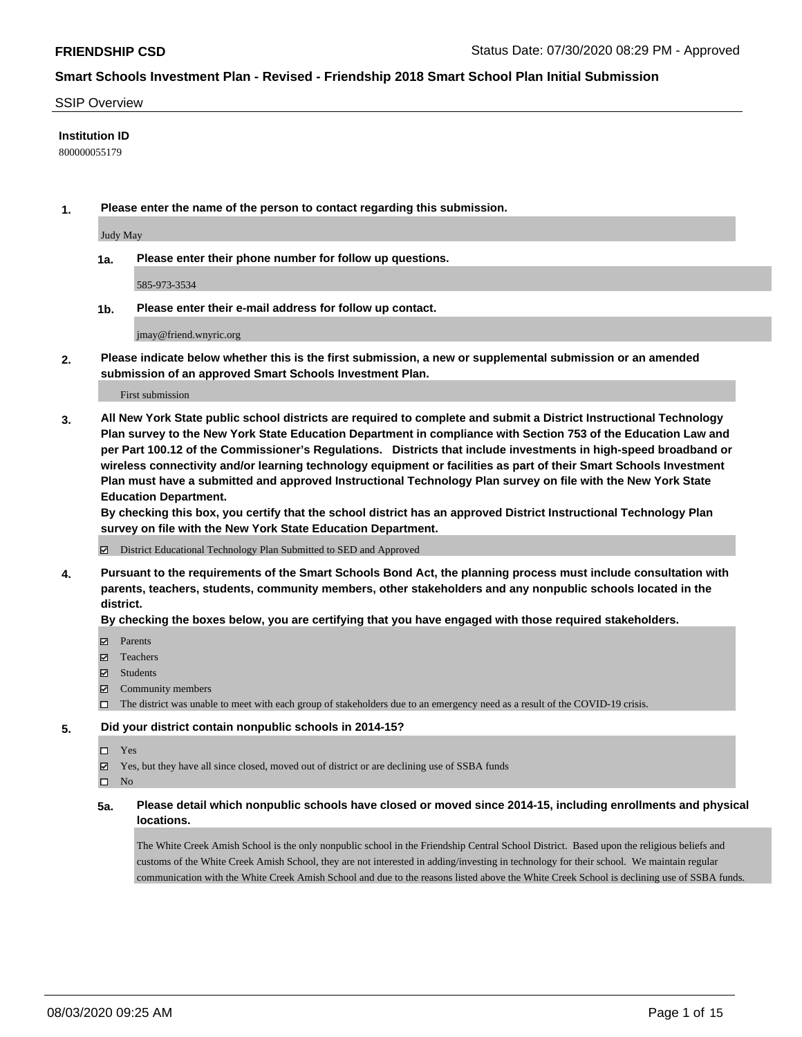**FRIENDSHIP CSD** Status Date: 07/30/2020 08:29 PM - Approved

## Smart Schools Investment Plan - Revised - Friendship 2018 Smart School Plan Initial Submission

SSIP Overview

**Institution ID**

800000055179

**1. Please enter the name of the person to contact regarding this submission.**

Judy May

**1a. Please enter their phone number for follow up questions.**

585-973-3534

**1b. Please enter their e-mail address for follow up contact.**

jmay@friend.wnyric.org

**2. Please indicate below whether this is the first submission, a new or supplemental submission or an amended submission of an approved Smart Schools Investment Plan.**

First submission

**3. All New York State public school districts are required to complete and submit a District Instructional Technology Plan survey to the New York State Education Department in compliance with Section 753 of the Education Law and per Part 100.12 of the Commissioner's Regulations. Districts that include investments in high-speed broadband or wireless connectivity and/or learning technology equipment or facilities as part of their Smart Schools Investment Plan must have a submitted and approved Instructional Technology Plan survey on file with the New York State Education Department.**

**By checking this box, you certify that the school district has an approved District Instructional Technology Plan survey on file with the New York State Education Department.**

- ☑ District Educational Technology Plan Submitted to SED and Approved

**4. Pursuant to the requirements of the Smart Schools Bond Act, the planning process must include consultation with parents, teachers, students, community members, other stakeholders and any nonpublic schools located in the district.**

**By checking the boxes below, you are certifying that you have engaged with those required stakeholders.**

- ☑ Parents
- ☑ Teachers
- ☑ Students
- ☑ Community members
- ☐ The district was unable to meet with each group of stakeholders due to an emergency need as a result of the COVID-19 crisis.

**5. Did your district contain nonpublic schools in 2014-15?**

- ☐ Yes
- ☑ Yes, but they have all since closed, moved out of district or are declining use of SSBA funds
- ☐ No

**5a. Please detail which nonpublic schools have closed or moved since 2014-15, including enrollments and physical locations.**

The White Creek Amish School is the only nonpublic school in the Friendship Central School District. Based upon the religious beliefs and customs of the White Creek Amish School, they are not interested in adding/investing in technology for their school. We maintain regular communication with the White Creek Amish School and due to the reasons listed above the White Creek School is declining use of SSBA funds.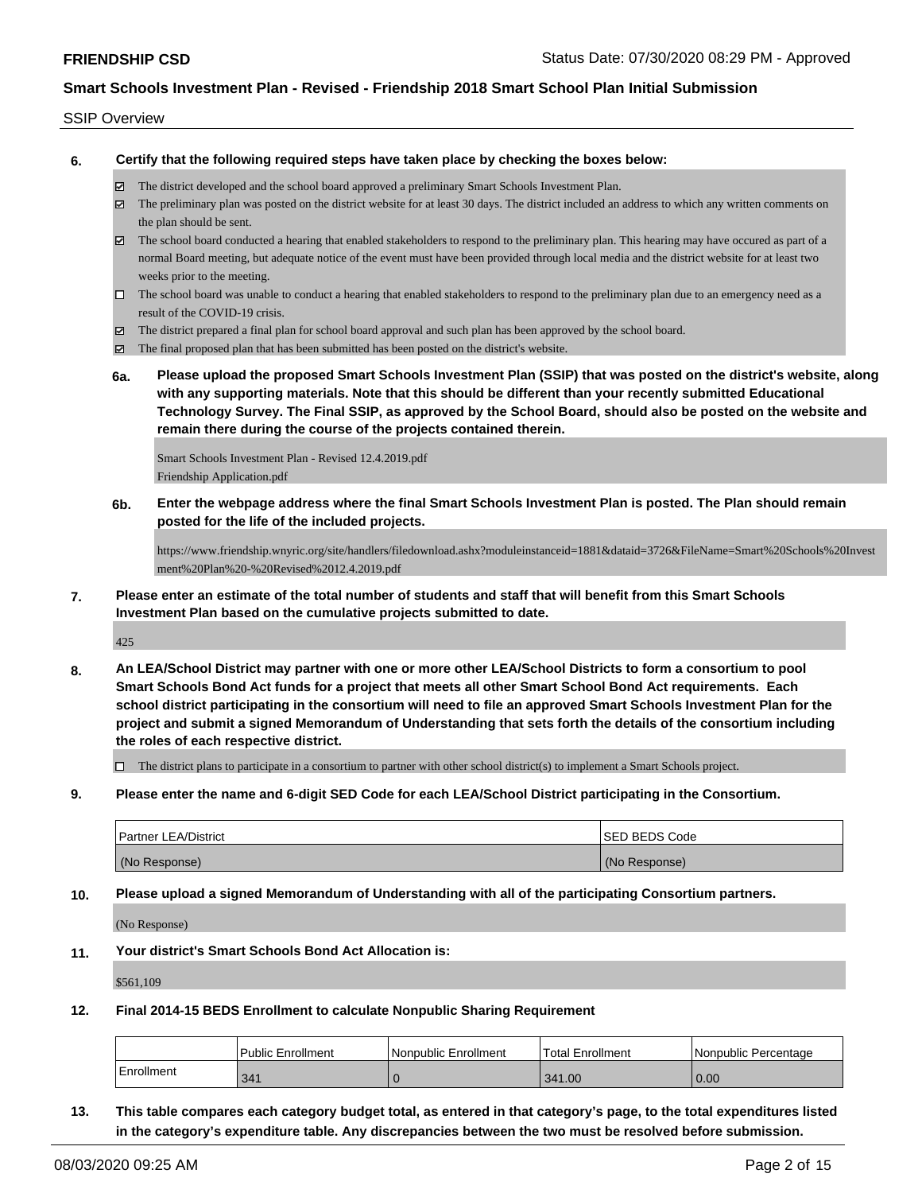SSIP Overview

**6. Certify that the following required steps have taken place by checking the boxes below:**

- ☑ The district developed and the school board approved a preliminary Smart Schools Investment Plan.
- ☑ The preliminary plan was posted on the district website for at least 30 days. The district included an address to which any written comments on the plan should be sent.
- ☑ The school board conducted a hearing that enabled stakeholders to respond to the preliminary plan. This hearing may have occured as part of a normal Board meeting, but adequate notice of the event must have been provided through local media and the district website for at least two weeks prior to the meeting.
- ☐ The school board was unable to conduct a hearing that enabled stakeholders to respond to the preliminary plan due to an emergency need as a result of the COVID-19 crisis.
- ☑ The district prepared a final plan for school board approval and such plan has been approved by the school board.
- ☑ The final proposed plan that has been submitted has been posted on the district's website.

**6a. Please upload the proposed Smart Schools Investment Plan (SSIP) that was posted on the district's website, along with any supporting materials. Note that this should be different than your recently submitted Educational Technology Survey. The Final SSIP, as approved by the School Board, should also be posted on the website and remain there during the course of the projects contained therein.**

Smart Schools Investment Plan - Revised 12.4.2019.pdf
Friendship Application.pdf

**6b. Enter the webpage address where the final Smart Schools Investment Plan is posted. The Plan should remain posted for the life of the included projects.**

https://www.friendship.wnyric.org/site/handlers/filedownload.ashx?moduleinstanceid=1881&dataid=3726&FileName=Smart%20Schools%20Investment%20Plan%20-%20Revised%2012.4.2019.pdf

**7. Please enter an estimate of the total number of students and staff that will benefit from this Smart Schools Investment Plan based on the cumulative projects submitted to date.**

425

**8. An LEA/School District may partner with one or more other LEA/School Districts to form a consortium to pool Smart Schools Bond Act funds for a project that meets all other Smart School Bond Act requirements. Each school district participating in the consortium will need to file an approved Smart Schools Investment Plan for the project and submit a signed Memorandum of Understanding that sets forth the details of the consortium including the roles of each respective district.**

- ☐ The district plans to participate in a consortium to partner with other school district(s) to implement a Smart Schools project.

**9. Please enter the name and 6-digit SED Code for each LEA/School District participating in the Consortium.**

| Partner LEA/District | SED BEDS Code |
|---|---|
| (No Response) | (No Response) |

**10. Please upload a signed Memorandum of Understanding with all of the participating Consortium partners.**

(No Response)

**11. Your district's Smart Schools Bond Act Allocation is:**

$561,109

**12. Final 2014-15 BEDS Enrollment to calculate Nonpublic Sharing Requirement**

| | Public Enrollment | Nonpublic Enrollment | Total Enrollment | Nonpublic Percentage |
|---|---|---|---|---|
| Enrollment | 341 | 0 | 341.00 | 0.00 |

**13. This table compares each category budget total, as entered in that category's page, to the total expenditures listed in the category's expenditure table. Any discrepancies between the two must be resolved before submission.**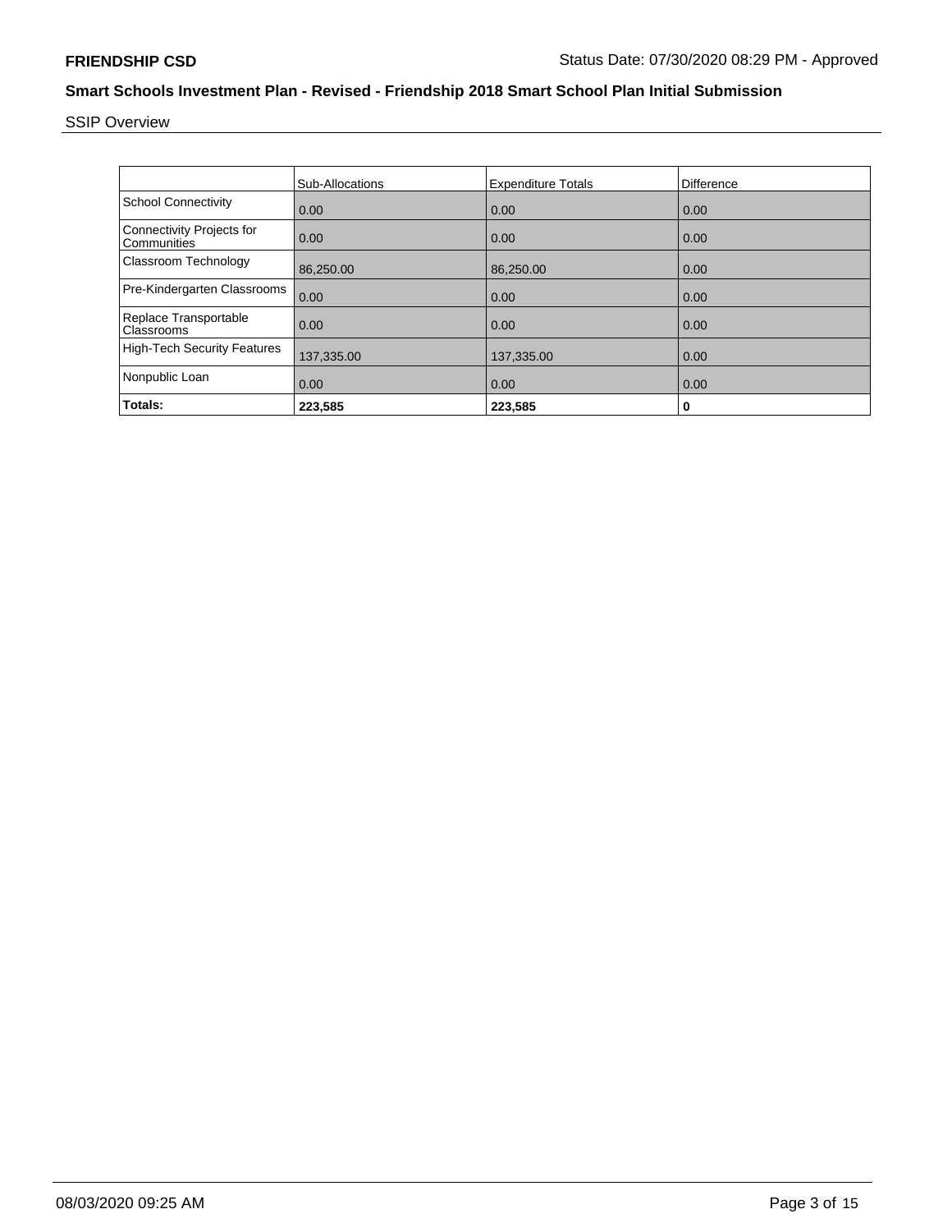**FRIENDSHIP CSD** Status Date: 07/30/2020 08:29 PM - Approved

## Smart Schools Investment Plan - Revised - Friendship 2018 Smart School Plan Initial Submission

SSIP Overview

| | Sub-Allocations | Expenditure Totals | Difference |
|---|---|---|---|
| School Connectivity | 0.00 | 0.00 | 0.00 |
| Connectivity Projects for Communities | 0.00 | 0.00 | 0.00 |
| Classroom Technology | 86,250.00 | 86,250.00 | 0.00 |
| Pre-Kindergarten Classrooms | 0.00 | 0.00 | 0.00 |
| Replace Transportable Classrooms | 0.00 | 0.00 | 0.00 |
| High-Tech Security Features | 137,335.00 | 137,335.00 | 0.00 |
| Nonpublic Loan | 0.00 | 0.00 | 0.00 |
| **Totals:** | **223,585** | **223,585** | **0** |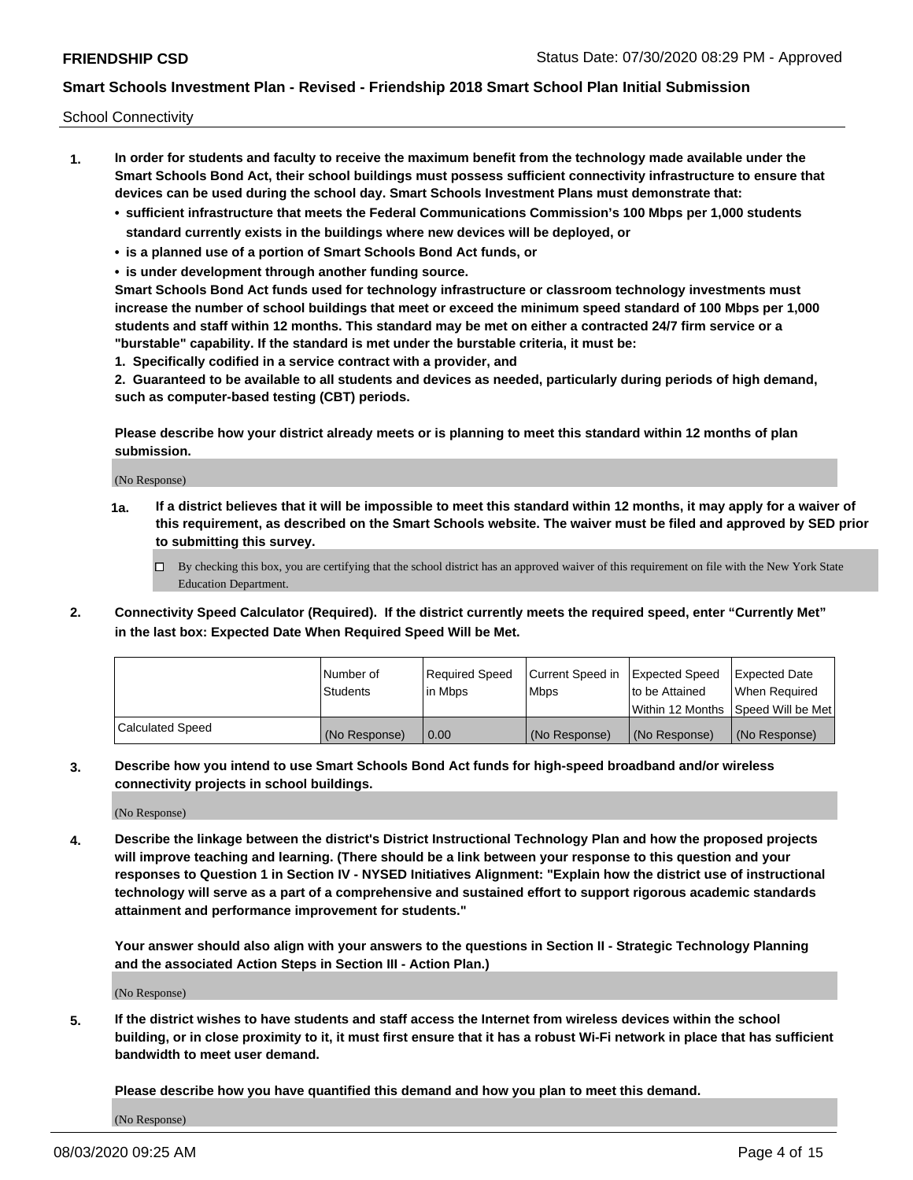School Connectivity

1. **In order for students and faculty to receive the maximum benefit from the technology made available under the Smart Schools Bond Act, their school buildings must possess sufficient connectivity infrastructure to ensure that devices can be used during the school day. Smart Schools Investment Plans must demonstrate that:**
   - **sufficient infrastructure that meets the Federal Communications Commission's 100 Mbps per 1,000 students standard currently exists in the buildings where new devices will be deployed, or**
   - **is a planned use of a portion of Smart Schools Bond Act funds, or**
   - **is under development through another funding source.**

   **Smart Schools Bond Act funds used for technology infrastructure or classroom technology investments must increase the number of school buildings that meet or exceed the minimum speed standard of 100 Mbps per 1,000 students and staff within 12 months. This standard may be met on either a contracted 24/7 firm service or a "burstable" capability. If the standard is met under the burstable criteria, it must be:**

   **1. Specifically codified in a service contract with a provider, and**

   **2. Guaranteed to be available to all students and devices as needed, particularly during periods of high demand, such as computer-based testing (CBT) periods.**

   **Please describe how your district already meets or is planning to meet this standard within 12 months of plan submission.**

   (No Response)

   **1a. If a district believes that it will be impossible to meet this standard within 12 months, it may apply for a waiver of this requirement, as described on the Smart Schools website. The waiver must be filed and approved by SED prior to submitting this survey.**

   ☐ By checking this box, you are certifying that the school district has an approved waiver of this requirement on file with the New York State Education Department.

2. **Connectivity Speed Calculator (Required). If the district currently meets the required speed, enter "Currently Met" in the last box: Expected Date When Required Speed Will be Met.**

| | Number of Students | Required Speed in Mbps | Current Speed in Mbps | Expected Speed to be Attained Within 12 Months | Expected Date When Required Speed Will be Met |
|---|---|---|---|---|---|
| Calculated Speed | (No Response) | 0.00 | (No Response) | (No Response) | (No Response) |

3. **Describe how you intend to use Smart Schools Bond Act funds for high-speed broadband and/or wireless connectivity projects in school buildings.**

   (No Response)

4. **Describe the linkage between the district's District Instructional Technology Plan and how the proposed projects will improve teaching and learning. (There should be a link between your response to this question and your responses to Question 1 in Section IV - NYSED Initiatives Alignment: "Explain how the district use of instructional technology will serve as a part of a comprehensive and sustained effort to support rigorous academic standards attainment and performance improvement for students."**

   **Your answer should also align with your answers to the questions in Section II - Strategic Technology Planning and the associated Action Steps in Section III - Action Plan.)**

   (No Response)

5. **If the district wishes to have students and staff access the Internet from wireless devices within the school building, or in close proximity to it, it must first ensure that it has a robust Wi-Fi network in place that has sufficient bandwidth to meet user demand.**

   **Please describe how you have quantified this demand and how you plan to meet this demand.**

   (No Response)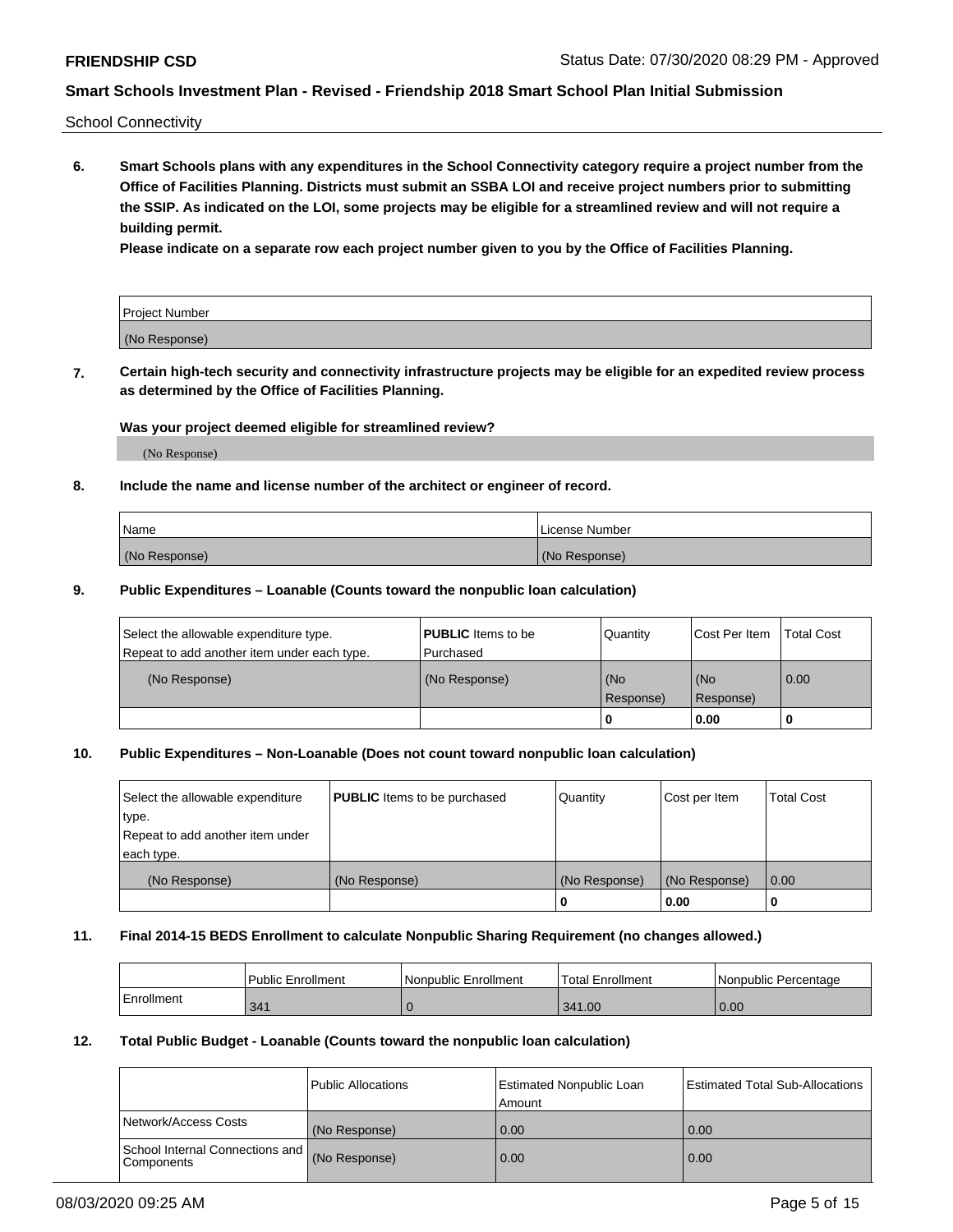School Connectivity

**6. Smart Schools plans with any expenditures in the School Connectivity category require a project number from the Office of Facilities Planning. Districts must submit an SSBA LOI and receive project numbers prior to submitting the SSIP. As indicated on the LOI, some projects may be eligible for a streamlined review and will not require a building permit.**

**Please indicate on a separate row each project number given to you by the Office of Facilities Planning.**

| Project Number |
| --- |
| (No Response) |

**7. Certain high-tech security and connectivity infrastructure projects may be eligible for an expedited review process as determined by the Office of Facilities Planning.**

**Was your project deemed eligible for streamlined review?**

(No Response)

**8. Include the name and license number of the architect or engineer of record.**

| Name | License Number |
| --- | --- |
| (No Response) | (No Response) |

**9. Public Expenditures – Loanable (Counts toward the nonpublic loan calculation)**

| Select the allowable expenditure type. Repeat to add another item under each type. | **PUBLIC** Items to be Purchased | Quantity | Cost Per Item | Total Cost |
| --- | --- | --- | --- | --- |
| (No Response) | (No Response) | (No Response) | (No Response) | 0.00 |
| | | 0 | 0.00 | 0 |

**10. Public Expenditures – Non-Loanable (Does not count toward nonpublic loan calculation)**

| Select the allowable expenditure type. Repeat to add another item under each type. | **PUBLIC** Items to be purchased | Quantity | Cost per Item | Total Cost |
| --- | --- | --- | --- | --- |
| (No Response) | (No Response) | (No Response) | (No Response) | 0.00 |
| | | 0 | 0.00 | 0 |

**11. Final 2014-15 BEDS Enrollment to calculate Nonpublic Sharing Requirement (no changes allowed.)**

| | Public Enrollment | Nonpublic Enrollment | Total Enrollment | Nonpublic Percentage |
| --- | --- | --- | --- | --- |
| Enrollment | 341 | 0 | 341.00 | 0.00 |

**12. Total Public Budget - Loanable (Counts toward the nonpublic loan calculation)**

| | Public Allocations | Estimated Nonpublic Loan Amount | Estimated Total Sub-Allocations |
| --- | --- | --- | --- |
| Network/Access Costs | (No Response) | 0.00 | 0.00 |
| School Internal Connections and Components | (No Response) | 0.00 | 0.00 |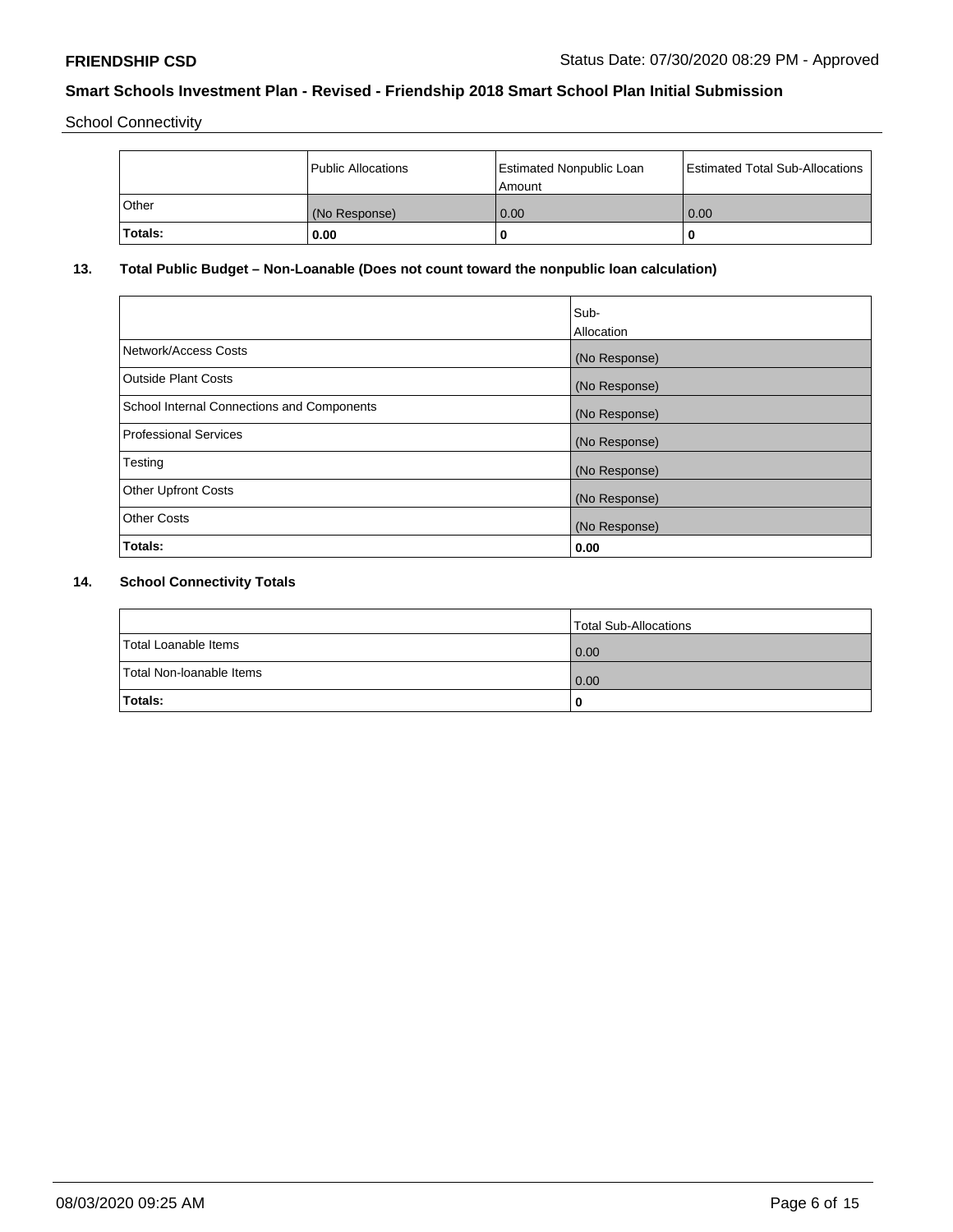School Connectivity

| | Public Allocations | Estimated Nonpublic Loan Amount | Estimated Total Sub-Allocations |
|---|---|---|---|
| Other | (No Response) | 0.00 | 0.00 |
| **Totals:** | **0.00** | **0** | **0** |

## 13. Total Public Budget – Non-Loanable (Does not count toward the nonpublic loan calculation)

| | Sub-Allocation |
|---|---|
| Network/Access Costs | (No Response) |
| Outside Plant Costs | (No Response) |
| School Internal Connections and Components | (No Response) |
| Professional Services | (No Response) |
| Testing | (No Response) |
| Other Upfront Costs | (No Response) |
| Other Costs | (No Response) |
| **Totals:** | **0.00** |

## 14. School Connectivity Totals

| | Total Sub-Allocations |
|---|---|
| Total Loanable Items | 0.00 |
| Total Non-loanable Items | 0.00 |
| **Totals:** | **0** |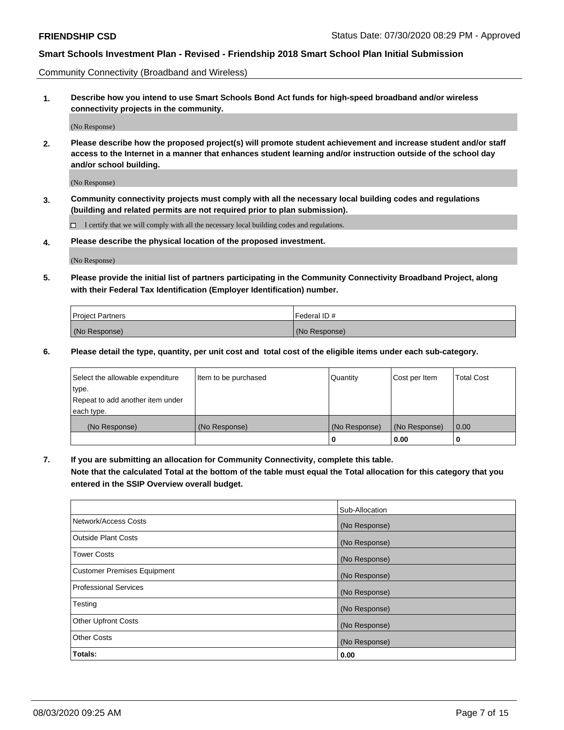Community Connectivity (Broadband and Wireless)

**1. Describe how you intend to use Smart Schools Bond Act funds for high-speed broadband and/or wireless connectivity projects in the community.**

(No Response)

**2. Please describe how the proposed project(s) will promote student achievement and increase student and/or staff access to the Internet in a manner that enhances student learning and/or instruction outside of the school day and/or school building.**

(No Response)

**3. Community connectivity projects must comply with all the necessary local building codes and regulations (building and related permits are not required prior to plan submission).**

☐ I certify that we will comply with all the necessary local building codes and regulations.

**4. Please describe the physical location of the proposed investment.**

(No Response)

**5. Please provide the initial list of partners participating in the Community Connectivity Broadband Project, along with their Federal Tax Identification (Employer Identification) number.**

| Project Partners | Federal ID # |
|---|---|
| (No Response) | (No Response) |

**6. Please detail the type, quantity, per unit cost and total cost of the eligible items under each sub-category.**

| Select the allowable expenditure type. Repeat to add another item under each type. | Item to be purchased | Quantity | Cost per Item | Total Cost |
|---|---|---|---|---|
| (No Response) | (No Response) | (No Response) | (No Response) | 0.00 |
| | | **0** | **0.00** | **0** |

**7. If you are submitting an allocation for Community Connectivity, complete this table.**
**Note that the calculated Total at the bottom of the table must equal the Total allocation for this category that you entered in the SSIP Overview overall budget.**

| | Sub-Allocation |
|---|---|
| Network/Access Costs | (No Response) |
| Outside Plant Costs | (No Response) |
| Tower Costs | (No Response) |
| Customer Premises Equipment | (No Response) |
| Professional Services | (No Response) |
| Testing | (No Response) |
| Other Upfront Costs | (No Response) |
| Other Costs | (No Response) |
| **Totals:** | **0.00** |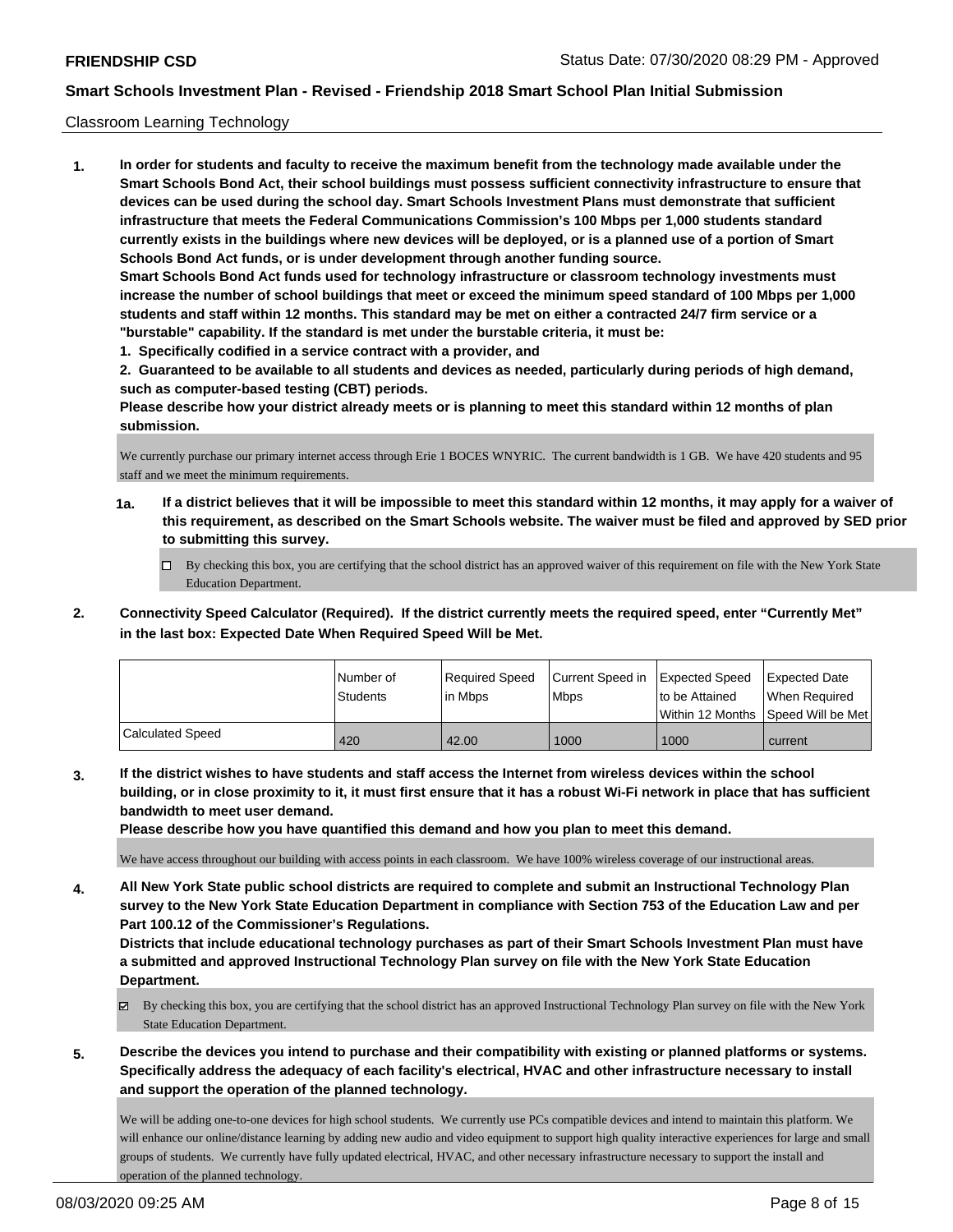Classroom Learning Technology

**1. In order for students and faculty to receive the maximum benefit from the technology made available under the Smart Schools Bond Act, their school buildings must possess sufficient connectivity infrastructure to ensure that devices can be used during the school day. Smart Schools Investment Plans must demonstrate that sufficient infrastructure that meets the Federal Communications Commission's 100 Mbps per 1,000 students standard currently exists in the buildings where new devices will be deployed, or is a planned use of a portion of Smart Schools Bond Act funds, or is under development through another funding source.**

**Smart Schools Bond Act funds used for technology infrastructure or classroom technology investments must increase the number of school buildings that meet or exceed the minimum speed standard of 100 Mbps per 1,000 students and staff within 12 months. This standard may be met on either a contracted 24/7 firm service or a "burstable" capability. If the standard is met under the burstable criteria, it must be:**

**1. Specifically codified in a service contract with a provider, and**

**2. Guaranteed to be available to all students and devices as needed, particularly during periods of high demand, such as computer-based testing (CBT) periods.**

**Please describe how your district already meets or is planning to meet this standard within 12 months of plan submission.**

We currently purchase our primary internet access through Erie 1 BOCES WNYRIC. The current bandwidth is 1 GB. We have 420 students and 95 staff and we meet the minimum requirements.

**1a. If a district believes that it will be impossible to meet this standard within 12 months, it may apply for a waiver of this requirement, as described on the Smart Schools website. The waiver must be filed and approved by SED prior to submitting this survey.**

☐ By checking this box, you are certifying that the school district has an approved waiver of this requirement on file with the New York State Education Department.

**2. Connectivity Speed Calculator (Required). If the district currently meets the required speed, enter "Currently Met" in the last box: Expected Date When Required Speed Will be Met.**

| | Number of Students | Required Speed in Mbps | Current Speed in Mbps | Expected Speed to be Attained Within 12 Months | Expected Date When Required Speed Will be Met |
|---|---|---|---|---|---|
| Calculated Speed | 420 | 42.00 | 1000 | 1000 | current |

**3. If the district wishes to have students and staff access the Internet from wireless devices within the school building, or in close proximity to it, it must first ensure that it has a robust Wi-Fi network in place that has sufficient bandwidth to meet user demand.**

**Please describe how you have quantified this demand and how you plan to meet this demand.**

We have access throughout our building with access points in each classroom. We have 100% wireless coverage of our instructional areas.

**4. All New York State public school districts are required to complete and submit an Instructional Technology Plan survey to the New York State Education Department in compliance with Section 753 of the Education Law and per Part 100.12 of the Commissioner's Regulations.**

**Districts that include educational technology purchases as part of their Smart Schools Investment Plan must have a submitted and approved Instructional Technology Plan survey on file with the New York State Education Department.**

☑ By checking this box, you are certifying that the school district has an approved Instructional Technology Plan survey on file with the New York State Education Department.

**5. Describe the devices you intend to purchase and their compatibility with existing or planned platforms or systems. Specifically address the adequacy of each facility's electrical, HVAC and other infrastructure necessary to install and support the operation of the planned technology.**

We will be adding one-to-one devices for high school students. We currently use PCs compatible devices and intend to maintain this platform. We will enhance our online/distance learning by adding new audio and video equipment to support high quality interactive experiences for large and small groups of students. We currently have fully updated electrical, HVAC, and other necessary infrastructure necessary to support the install and operation of the planned technology.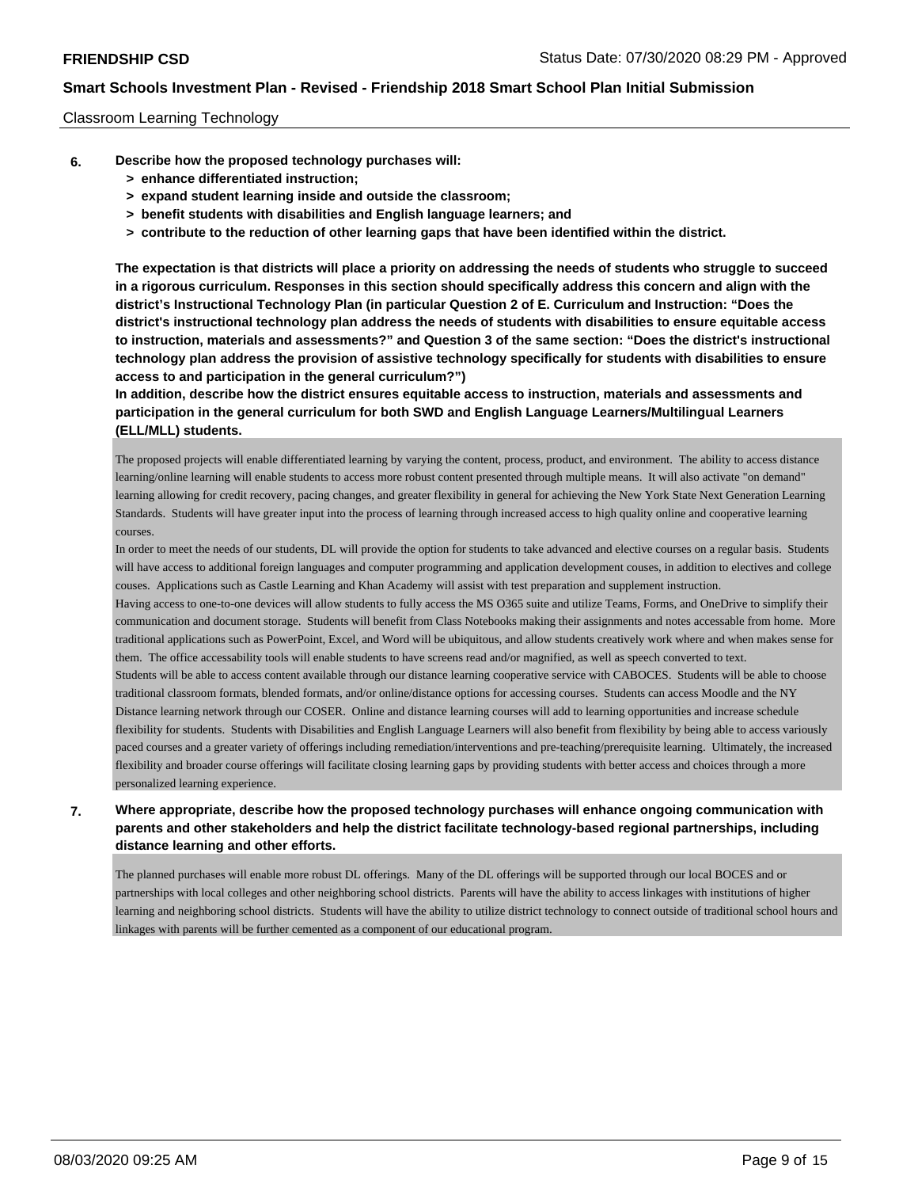Classroom Learning Technology

**6. Describe how the proposed technology purchases will:**
- **> enhance differentiated instruction;**
- **> expand student learning inside and outside the classroom;**
- **> benefit students with disabilities and English language learners; and**
- **> contribute to the reduction of other learning gaps that have been identified within the district.**

**The expectation is that districts will place a priority on addressing the needs of students who struggle to succeed in a rigorous curriculum. Responses in this section should specifically address this concern and align with the district's Instructional Technology Plan (in particular Question 2 of E. Curriculum and Instruction: "Does the district's instructional technology plan address the needs of students with disabilities to ensure equitable access to instruction, materials and assessments?" and Question 3 of the same section: "Does the district's instructional technology plan address the provision of assistive technology specifically for students with disabilities to ensure access to and participation in the general curriculum?")**

**In addition, describe how the district ensures equitable access to instruction, materials and assessments and participation in the general curriculum for both SWD and English Language Learners/Multilingual Learners (ELL/MLL) students.**

The proposed projects will enable differentiated learning by varying the content, process, product, and environment. The ability to access distance learning/online learning will enable students to access more robust content presented through multiple means. It will also activate "on demand" learning allowing for credit recovery, pacing changes, and greater flexibility in general for achieving the New York State Next Generation Learning Standards. Students will have greater input into the process of learning through increased access to high quality online and cooperative learning courses.

In order to meet the needs of our students, DL will provide the option for students to take advanced and elective courses on a regular basis. Students will have access to additional foreign languages and computer programming and application development couses, in addition to electives and college couses. Applications such as Castle Learning and Khan Academy will assist with test preparation and supplement instruction.

Having access to one-to-one devices will allow students to fully access the MS O365 suite and utilize Teams, Forms, and OneDrive to simplify their communication and document storage. Students will benefit from Class Notebooks making their assignments and notes accessable from home. More traditional applications such as PowerPoint, Excel, and Word will be ubiquitous, and allow students creatively work where and when makes sense for them. The office accessability tools will enable students to have screens read and/or magnified, as well as speech converted to text.

Students will be able to access content available through our distance learning cooperative service with CABOCES. Students will be able to choose traditional classroom formats, blended formats, and/or online/distance options for accessing courses. Students can access Moodle and the NY Distance learning network through our COSER. Online and distance learning courses will add to learning opportunities and increase schedule flexibility for students. Students with Disabilities and English Language Learners will also benefit from flexibility by being able to access variously paced courses and a greater variety of offerings including remediation/interventions and pre-teaching/prerequisite learning. Ultimately, the increased flexibility and broader course offerings will facilitate closing learning gaps by providing students with better access and choices through a more personalized learning experience.

**7. Where appropriate, describe how the proposed technology purchases will enhance ongoing communication with parents and other stakeholders and help the district facilitate technology-based regional partnerships, including distance learning and other efforts.**

The planned purchases will enable more robust DL offerings. Many of the DL offerings will be supported through our local BOCES and or partnerships with local colleges and other neighboring school districts. Parents will have the ability to access linkages with institutions of higher learning and neighboring school districts. Students will have the ability to utilize district technology to connect outside of traditional school hours and linkages with parents will be further cemented as a component of our educational program.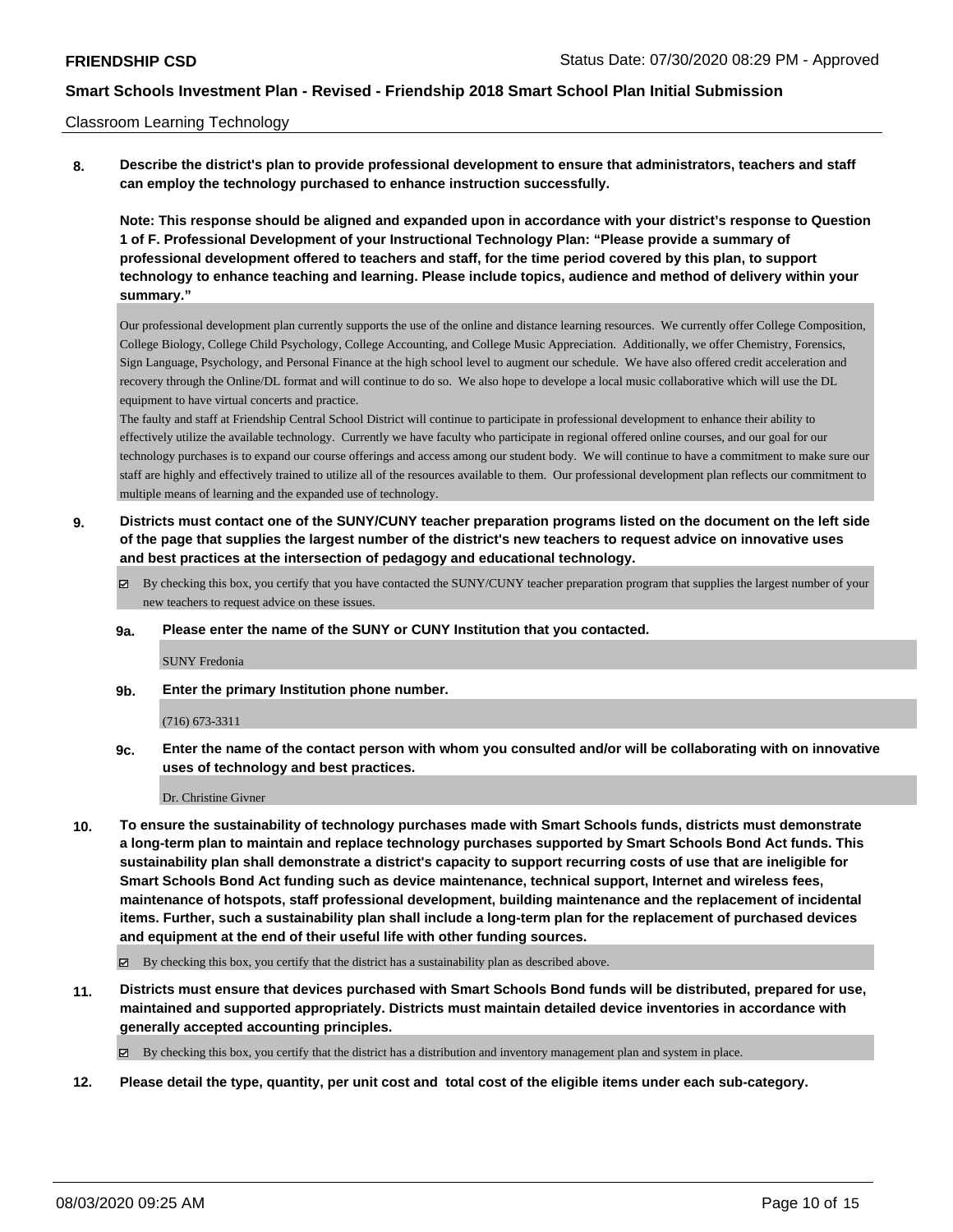Classroom Learning Technology

**8. Describe the district's plan to provide professional development to ensure that administrators, teachers and staff can employ the technology purchased to enhance instruction successfully.**

**Note: This response should be aligned and expanded upon in accordance with your district's response to Question 1 of F. Professional Development of your Instructional Technology Plan: "Please provide a summary of professional development offered to teachers and staff, for the time period covered by this plan, to support technology to enhance teaching and learning. Please include topics, audience and method of delivery within your summary."**

Our professional development plan currently supports the use of the online and distance learning resources. We currently offer College Composition, College Biology, College Child Psychology, College Accounting, and College Music Appreciation. Additionally, we offer Chemistry, Forensics, Sign Language, Psychology, and Personal Finance at the high school level to augment our schedule. We have also offered credit acceleration and recovery through the Online/DL format and will continue to do so. We also hope to develope a local music collaborative which will use the DL equipment to have virtual concerts and practice.

The faulty and staff at Friendship Central School District will continue to participate in professional development to enhance their ability to effectively utilize the available technology. Currently we have faculty who participate in regional offered online courses, and our goal for our technology purchases is to expand our course offerings and access among our student body. We will continue to have a commitment to make sure our staff are highly and effectively trained to utilize all of the resources available to them. Our professional development plan reflects our commitment to multiple means of learning and the expanded use of technology.

**9. Districts must contact one of the SUNY/CUNY teacher preparation programs listed on the document on the left side of the page that supplies the largest number of the district's new teachers to request advice on innovative uses and best practices at the intersection of pedagogy and educational technology.**

☑ By checking this box, you certify that you have contacted the SUNY/CUNY teacher preparation program that supplies the largest number of your new teachers to request advice on these issues.

**9a. Please enter the name of the SUNY or CUNY Institution that you contacted.**

SUNY Fredonia

**9b. Enter the primary Institution phone number.**

(716) 673-3311

**9c. Enter the name of the contact person with whom you consulted and/or will be collaborating with on innovative uses of technology and best practices.**

Dr. Christine Givner

**10. To ensure the sustainability of technology purchases made with Smart Schools funds, districts must demonstrate a long-term plan to maintain and replace technology purchases supported by Smart Schools Bond Act funds. This sustainability plan shall demonstrate a district's capacity to support recurring costs of use that are ineligible for Smart Schools Bond Act funding such as device maintenance, technical support, Internet and wireless fees, maintenance of hotspots, staff professional development, building maintenance and the replacement of incidental items. Further, such a sustainability plan shall include a long-term plan for the replacement of purchased devices and equipment at the end of their useful life with other funding sources.**

☑ By checking this box, you certify that the district has a sustainability plan as described above.

**11. Districts must ensure that devices purchased with Smart Schools Bond funds will be distributed, prepared for use, maintained and supported appropriately. Districts must maintain detailed device inventories in accordance with generally accepted accounting principles.**

☑ By checking this box, you certify that the district has a distribution and inventory management plan and system in place.

**12. Please detail the type, quantity, per unit cost and total cost of the eligible items under each sub-category.**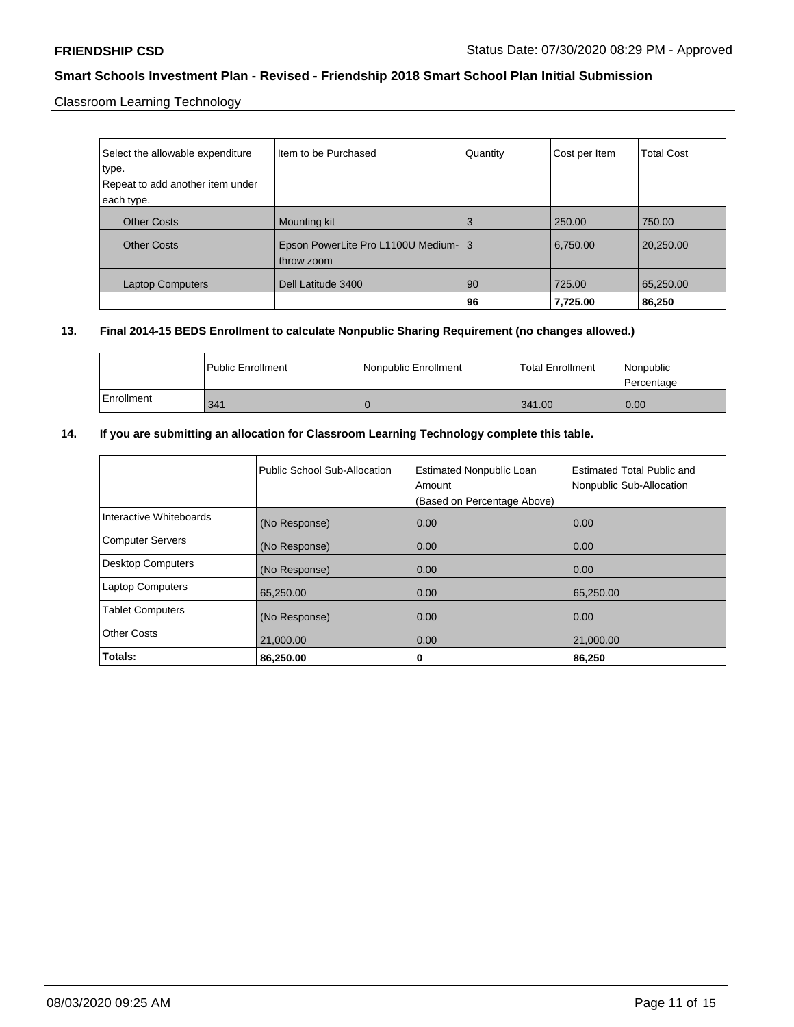Classroom Learning Technology

| Select the allowable expenditure type.<br>Repeat to add another item under each type. | Item to be Purchased | Quantity | Cost per Item | Total Cost |
|---|---|---|---|---|
| Other Costs | Mounting kit | 3 | 250.00 | 750.00 |
| Other Costs | Epson PowerLite Pro L1100U Medium-throw zoom | 3 | 6,750.00 | 20,250.00 |
| Laptop Computers | Dell Latitude 3400 | 90 | 725.00 | 65,250.00 |
| | | **96** | **7,725.00** | **86,250** |

**13. Final 2014-15 BEDS Enrollment to calculate Nonpublic Sharing Requirement (no changes allowed.)**

| | Public Enrollment | Nonpublic Enrollment | Total Enrollment | Nonpublic Percentage |
|---|---|---|---|---|
| Enrollment | 341 | 0 | 341.00 | 0.00 |

**14. If you are submitting an allocation for Classroom Learning Technology complete this table.**

| | Public School Sub-Allocation | Estimated Nonpublic Loan Amount (Based on Percentage Above) | Estimated Total Public and Nonpublic Sub-Allocation |
|---|---|---|---|
| Interactive Whiteboards | (No Response) | 0.00 | 0.00 |
| Computer Servers | (No Response) | 0.00 | 0.00 |
| Desktop Computers | (No Response) | 0.00 | 0.00 |
| Laptop Computers | 65,250.00 | 0.00 | 65,250.00 |
| Tablet Computers | (No Response) | 0.00 | 0.00 |
| Other Costs | 21,000.00 | 0.00 | 21,000.00 |
| **Totals:** | **86,250.00** | **0** | **86,250** |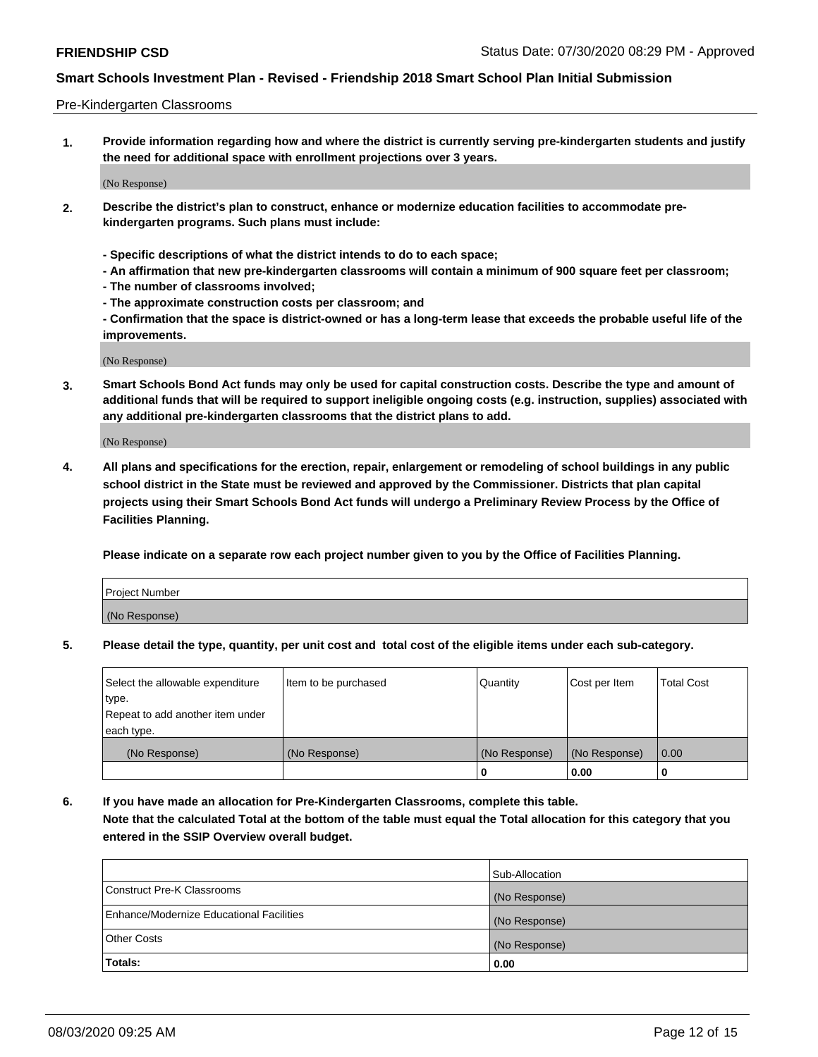Pre-Kindergarten Classrooms

**1. Provide information regarding how and where the district is currently serving pre-kindergarten students and justify the need for additional space with enrollment projections over 3 years.**

(No Response)

**2. Describe the district's plan to construct, enhance or modernize education facilities to accommodate pre-kindergarten programs. Such plans must include:**

**- Specific descriptions of what the district intends to do to each space;**
**- An affirmation that new pre-kindergarten classrooms will contain a minimum of 900 square feet per classroom;**
**- The number of classrooms involved;**
**- The approximate construction costs per classroom; and**
**- Confirmation that the space is district-owned or has a long-term lease that exceeds the probable useful life of the improvements.**

(No Response)

**3. Smart Schools Bond Act funds may only be used for capital construction costs. Describe the type and amount of additional funds that will be required to support ineligible ongoing costs (e.g. instruction, supplies) associated with any additional pre-kindergarten classrooms that the district plans to add.**

(No Response)

**4. All plans and specifications for the erection, repair, enlargement or remodeling of school buildings in any public school district in the State must be reviewed and approved by the Commissioner. Districts that plan capital projects using their Smart Schools Bond Act funds will undergo a Preliminary Review Process by the Office of Facilities Planning.**

**Please indicate on a separate row each project number given to you by the Office of Facilities Planning.**

| Project Number |
|---|
| (No Response) |

**5. Please detail the type, quantity, per unit cost and total cost of the eligible items under each sub-category.**

| Select the allowable expenditure type. Repeat to add another item under each type. | Item to be purchased | Quantity | Cost per Item | Total Cost |
|---|---|---|---|---|
| (No Response) | (No Response) | (No Response) | (No Response) | 0.00 |
| | | 0 | 0.00 | 0 |

**6. If you have made an allocation for Pre-Kindergarten Classrooms, complete this table.**
**Note that the calculated Total at the bottom of the table must equal the Total allocation for this category that you entered in the SSIP Overview overall budget.**

| | Sub-Allocation |
|---|---|
| Construct Pre-K Classrooms | (No Response) |
| Enhance/Modernize Educational Facilities | (No Response) |
| Other Costs | (No Response) |
| **Totals:** | 0.00 |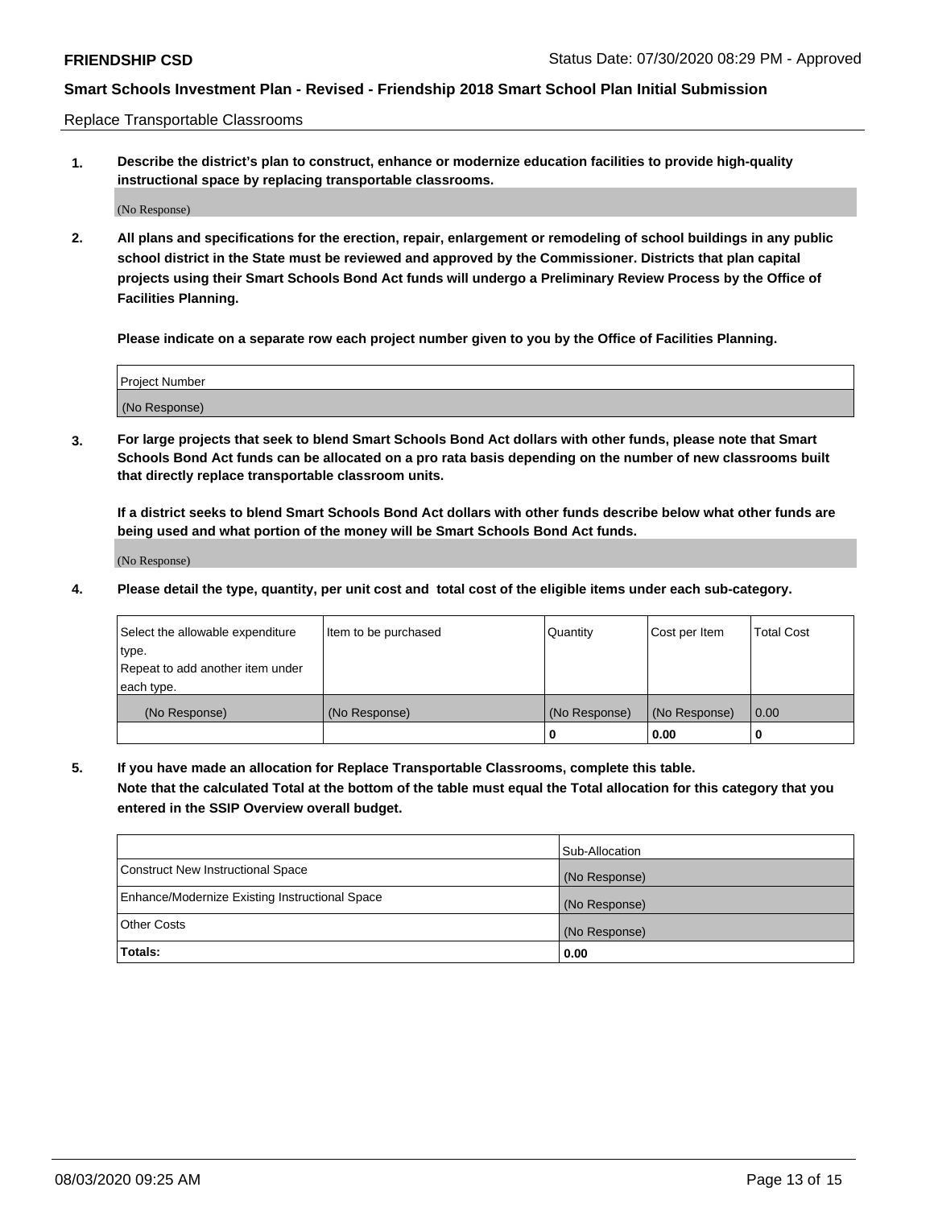Replace Transportable Classrooms

1. **Describe the district's plan to construct, enhance or modernize education facilities to provide high-quality instructional space by replacing transportable classrooms.**

(No Response)

2. **All plans and specifications for the erection, repair, enlargement or remodeling of school buildings in any public school district in the State must be reviewed and approved by the Commissioner. Districts that plan capital projects using their Smart Schools Bond Act funds will undergo a Preliminary Review Process by the Office of Facilities Planning.**

**Please indicate on a separate row each project number given to you by the Office of Facilities Planning.**

| Project Number |
| --- |
| (No Response) |

3. **For large projects that seek to blend Smart Schools Bond Act dollars with other funds, please note that Smart Schools Bond Act funds can be allocated on a pro rata basis depending on the number of new classrooms built that directly replace transportable classroom units.**

**If a district seeks to blend Smart Schools Bond Act dollars with other funds describe below what other funds are being used and what portion of the money will be Smart Schools Bond Act funds.**

(No Response)

4. **Please detail the type, quantity, per unit cost and total cost of the eligible items under each sub-category.**

| Select the allowable expenditure type. Repeat to add another item under each type. | Item to be purchased | Quantity | Cost per Item | Total Cost |
| --- | --- | --- | --- | --- |
| (No Response) | (No Response) | (No Response) | (No Response) | 0.00 |
| | | **0** | **0.00** | **0** |

5. **If you have made an allocation for Replace Transportable Classrooms, complete this table. Note that the calculated Total at the bottom of the table must equal the Total allocation for this category that you entered in the SSIP Overview overall budget.**

| | Sub-Allocation |
| --- | --- |
| Construct New Instructional Space | (No Response) |
| Enhance/Modernize Existing Instructional Space | (No Response) |
| Other Costs | (No Response) |
| **Totals:** | **0.00** |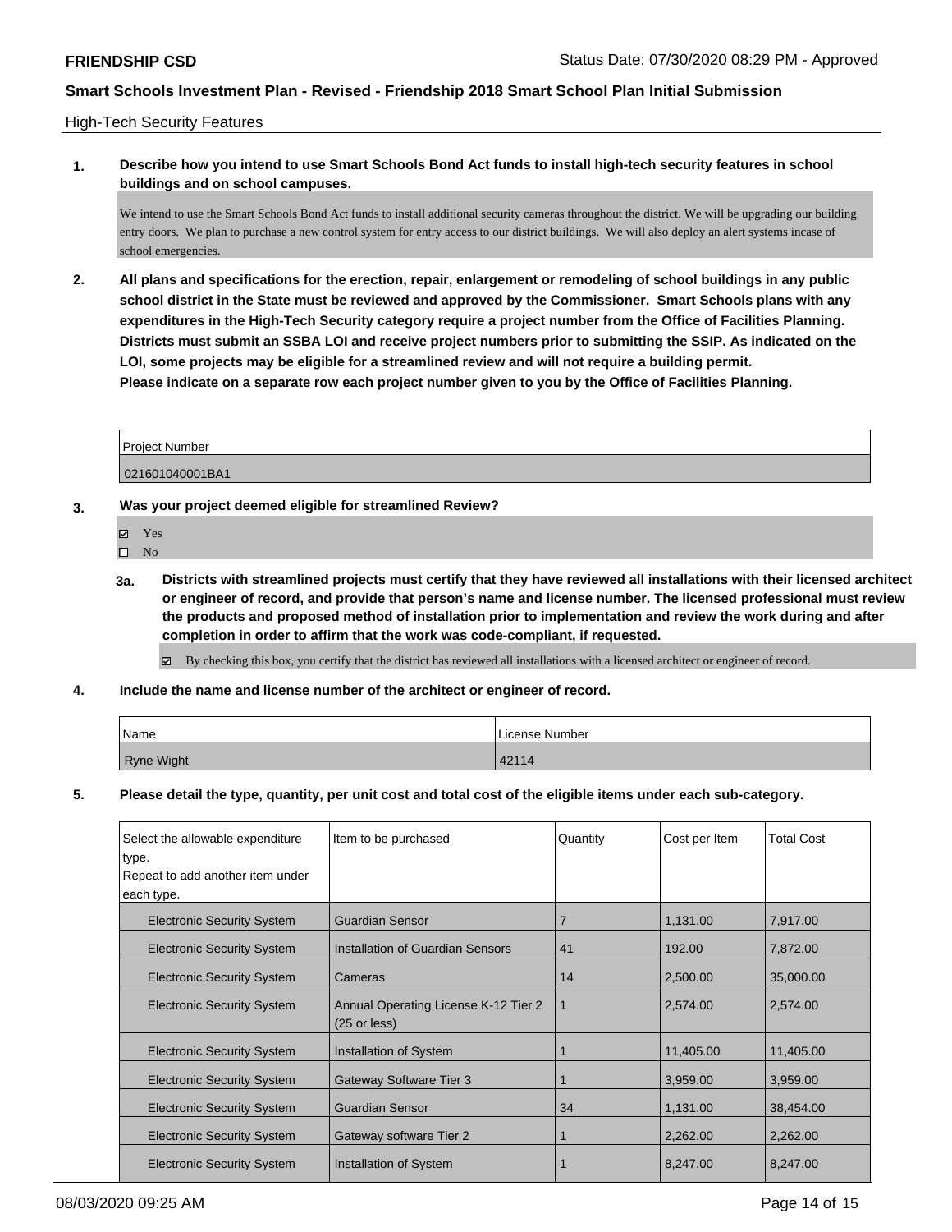High-Tech Security Features

**1. Describe how you intend to use Smart Schools Bond Act funds to install high-tech security features in school buildings and on school campuses.**

We intend to use the Smart Schools Bond Act funds to install additional security cameras throughout the district. We will be upgrading our building entry doors. We plan to purchase a new control system for entry access to our district buildings. We will also deploy an alert systems incase of school emergencies.

**2. All plans and specifications for the erection, repair, enlargement or remodeling of school buildings in any public school district in the State must be reviewed and approved by the Commissioner. Smart Schools plans with any expenditures in the High-Tech Security category require a project number from the Office of Facilities Planning. Districts must submit an SSBA LOI and receive project numbers prior to submitting the SSIP. As indicated on the LOI, some projects may be eligible for a streamlined review and will not require a building permit. Please indicate on a separate row each project number given to you by the Office of Facilities Planning.**

| Project Number |
|---|
| 021601040001BA1 |

**3. Was your project deemed eligible for streamlined Review?**

☑ Yes
☐ No

**3a. Districts with streamlined projects must certify that they have reviewed all installations with their licensed architect or engineer of record, and provide that person's name and license number. The licensed professional must review the products and proposed method of installation prior to implementation and review the work during and after completion in order to affirm that the work was code-compliant, if requested.**

☑ By checking this box, you certify that the district has reviewed all installations with a licensed architect or engineer of record.

**4. Include the name and license number of the architect or engineer of record.**

| Name | License Number |
|---|---|
| Ryne Wight | 42114 |

**5. Please detail the type, quantity, per unit cost and total cost of the eligible items under each sub-category.**

| Select the allowable expenditure type. Repeat to add another item under each type. | Item to be purchased | Quantity | Cost per Item | Total Cost |
|---|---|---|---|---|
| Electronic Security System | Guardian Sensor | 7 | 1,131.00 | 7,917.00 |
| Electronic Security System | Installation of Guardian Sensors | 41 | 192.00 | 7,872.00 |
| Electronic Security System | Cameras | 14 | 2,500.00 | 35,000.00 |
| Electronic Security System | Annual Operating License K-12 Tier 2 (25 or less) | 1 | 2,574.00 | 2,574.00 |
| Electronic Security System | Installation of System | 1 | 11,405.00 | 11,405.00 |
| Electronic Security System | Gateway Software Tier 3 | 1 | 3,959.00 | 3,959.00 |
| Electronic Security System | Guardian Sensor | 34 | 1,131.00 | 38,454.00 |
| Electronic Security System | Gateway software Tier 2 | 1 | 2,262.00 | 2,262.00 |
| Electronic Security System | Installation of System | 1 | 8,247.00 | 8,247.00 |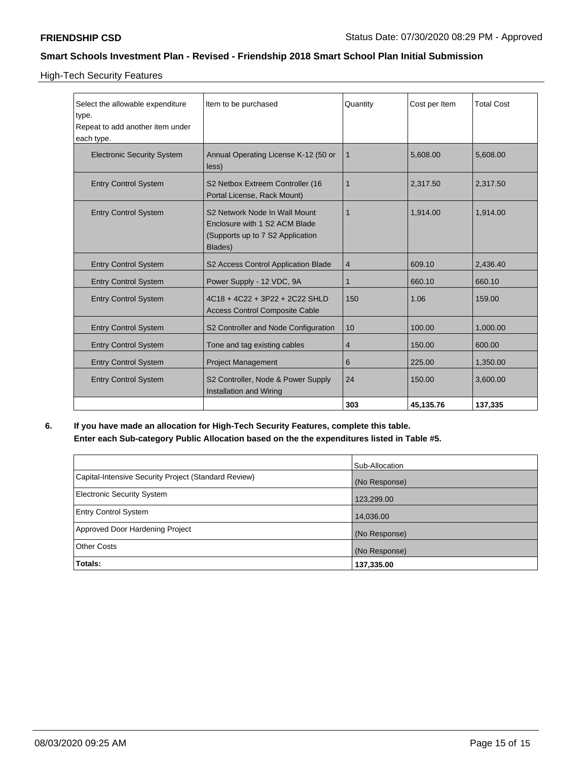High-Tech Security Features

| Select the allowable expenditure type. Repeat to add another item under each type. | Item to be purchased | Quantity | Cost per Item | Total Cost |
|---|---|---|---|---|
| Electronic Security System | Annual Operating License K-12 (50 or less) | 1 | 5,608.00 | 5,608.00 |
| Entry Control System | S2 Netbox Extreem Controller (16 Portal License, Rack Mount) | 1 | 2,317.50 | 2,317.50 |
| Entry Control System | S2 Network Node In Wall Mount Enclosure with 1 S2 ACM Blade (Supports up to 7 S2 Application Blades) | 1 | 1,914.00 | 1,914.00 |
| Entry Control System | S2 Access Control Application Blade | 4 | 609.10 | 2,436.40 |
| Entry Control System | Power Supply - 12 VDC, 9A | 1 | 660.10 | 660.10 |
| Entry Control System | 4C18 + 4C22 + 3P22 + 2C22 SHLD Access Control Composite Cable | 150 | 1.06 | 159.00 |
| Entry Control System | S2 Controller and Node Configuration | 10 | 100.00 | 1,000.00 |
| Entry Control System | Tone and tag existing cables | 4 | 150.00 | 600.00 |
| Entry Control System | Project Management | 6 | 225.00 | 1,350.00 |
| Entry Control System | S2 Controller, Node & Power Supply Installation and Wiring | 24 | 150.00 | 3,600.00 |
| | | **303** | **45,135.76** | **137,335** |

**6. If you have made an allocation for High-Tech Security Features, complete this table.**
**Enter each Sub-category Public Allocation based on the the expenditures listed in Table #5.**

| | Sub-Allocation |
|---|---|
| Capital-Intensive Security Project (Standard Review) | (No Response) |
| Electronic Security System | 123,299.00 |
| Entry Control System | 14,036.00 |
| Approved Door Hardening Project | (No Response) |
| Other Costs | (No Response) |
| **Totals:** | **137,335.00** |